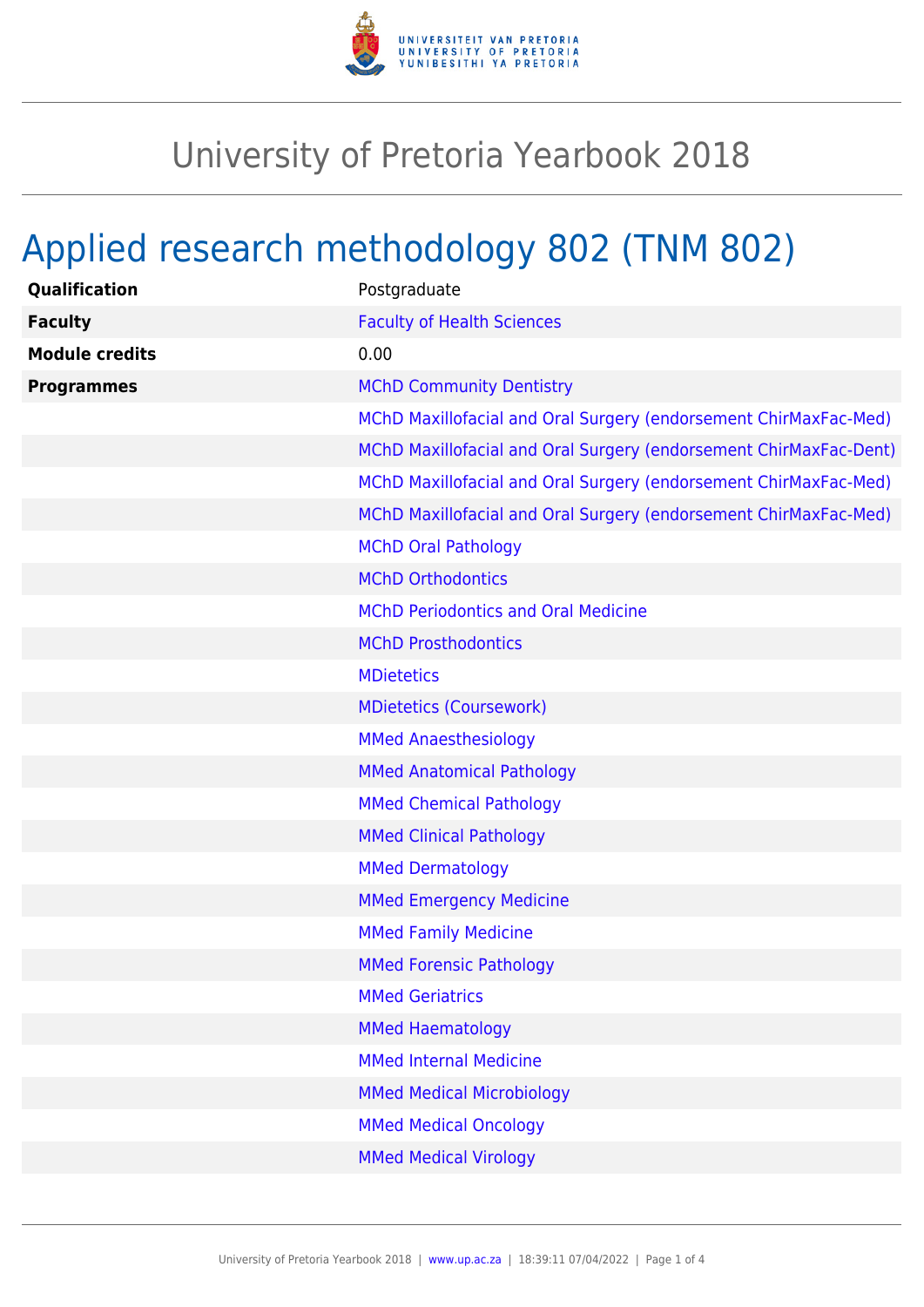# University of Pretoria Yearbook 2018

## Applied research methodology 802 (TNM 802)

| | |
|---|---|
| **Qualification** | Postgraduate |
| **Faculty** | Faculty of Health Sciences |
| **Module credits** | 0.00 |
| **Programmes** | MChD Community Dentistry |
| | MChD Maxillofacial and Oral Surgery (endorsement ChirMaxFac-Med) |
| | MChD Maxillofacial and Oral Surgery (endorsement ChirMaxFac-Dent) |
| | MChD Maxillofacial and Oral Surgery (endorsement ChirMaxFac-Med) |
| | MChD Maxillofacial and Oral Surgery (endorsement ChirMaxFac-Med) |
| | MChD Oral Pathology |
| | MChD Orthodontics |
| | MChD Periodontics and Oral Medicine |
| | MChD Prosthodontics |
| | MDietetics |
| | MDietetics (Coursework) |
| | MMed Anaesthesiology |
| | MMed Anatomical Pathology |
| | MMed Chemical Pathology |
| | MMed Clinical Pathology |
| | MMed Dermatology |
| | MMed Emergency Medicine |
| | MMed Family Medicine |
| | MMed Forensic Pathology |
| | MMed Geriatrics |
| | MMed Haematology |
| | MMed Internal Medicine |
| | MMed Medical Microbiology |
| | MMed Medical Oncology |
| | MMed Medical Virology |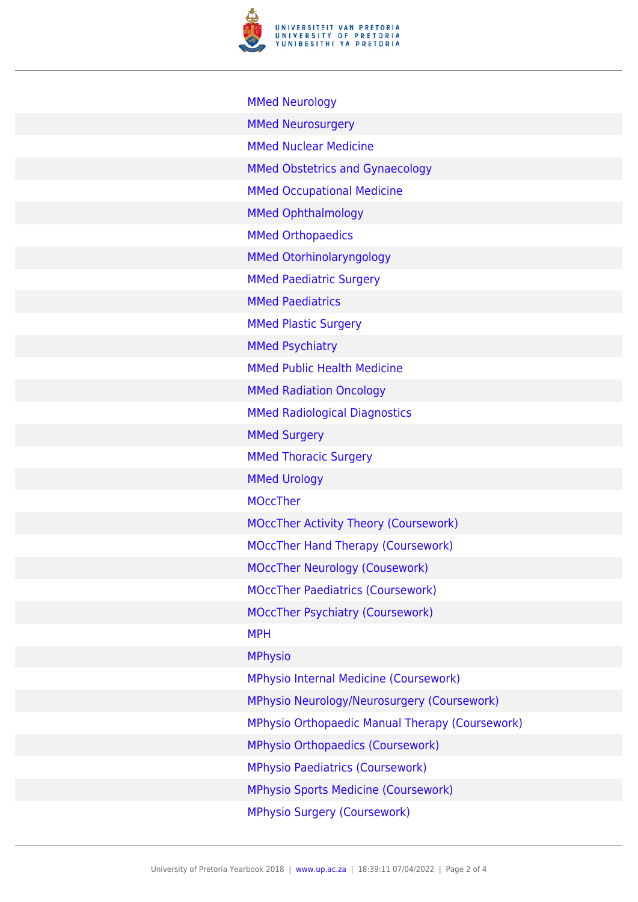MMed Neurology

MMed Neurosurgery

MMed Nuclear Medicine

MMed Obstetrics and Gynaecology

MMed Occupational Medicine

MMed Ophthalmology

MMed Orthopaedics

MMed Otorhinolaryngology

MMed Paediatric Surgery

MMed Paediatrics

MMed Plastic Surgery

MMed Psychiatry

MMed Public Health Medicine

MMed Radiation Oncology

MMed Radiological Diagnostics

MMed Surgery

MMed Thoracic Surgery

MMed Urology

MOccTher

MOccTher Activity Theory (Coursework)

MOccTher Hand Therapy (Coursework)

MOccTher Neurology (Cousework)

MOccTher Paediatrics (Coursework)

MOccTher Psychiatry (Coursework)

MPH

MPhysio

MPhysio Internal Medicine (Coursework)

MPhysio Neurology/Neurosurgery (Coursework)

MPhysio Orthopaedic Manual Therapy (Coursework)

MPhysio Orthopaedics (Coursework)

MPhysio Paediatrics (Coursework)

MPhysio Sports Medicine (Coursework)

MPhysio Surgery (Coursework)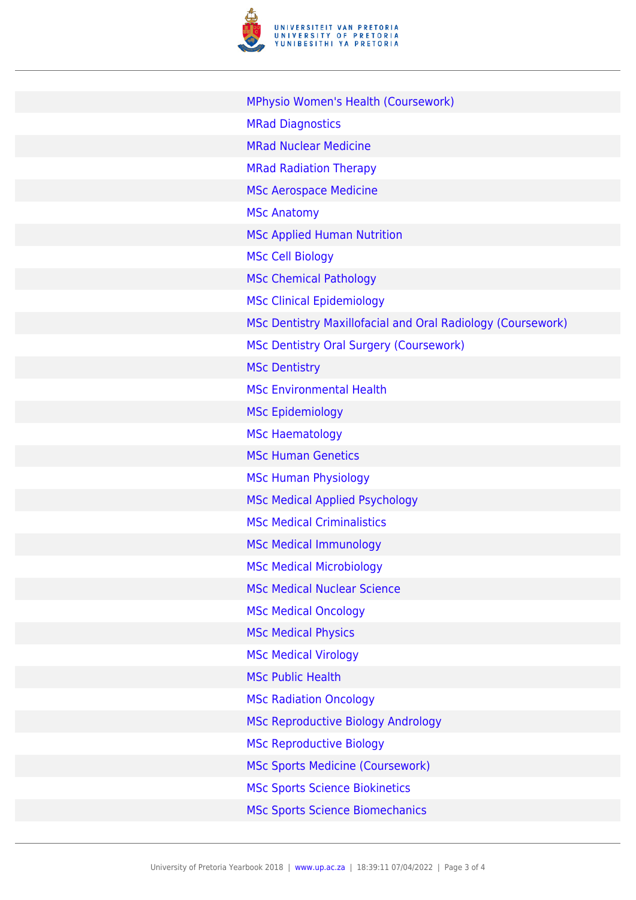- MPhysio Women's Health (Coursework)
- MRad Diagnostics
- MRad Nuclear Medicine
- MRad Radiation Therapy
- MSc Aerospace Medicine
- MSc Anatomy
- MSc Applied Human Nutrition
- MSc Cell Biology
- MSc Chemical Pathology
- MSc Clinical Epidemiology
- MSc Dentistry Maxillofacial and Oral Radiology (Coursework)
- MSc Dentistry Oral Surgery (Coursework)
- MSc Dentistry
- MSc Environmental Health
- MSc Epidemiology
- MSc Haematology
- MSc Human Genetics
- MSc Human Physiology
- MSc Medical Applied Psychology
- MSc Medical Criminalistics
- MSc Medical Immunology
- MSc Medical Microbiology
- MSc Medical Nuclear Science
- MSc Medical Oncology
- MSc Medical Physics
- MSc Medical Virology
- MSc Public Health
- MSc Radiation Oncology
- MSc Reproductive Biology Andrology
- MSc Reproductive Biology
- MSc Sports Medicine (Coursework)
- MSc Sports Science Biokinetics
- MSc Sports Science Biomechanics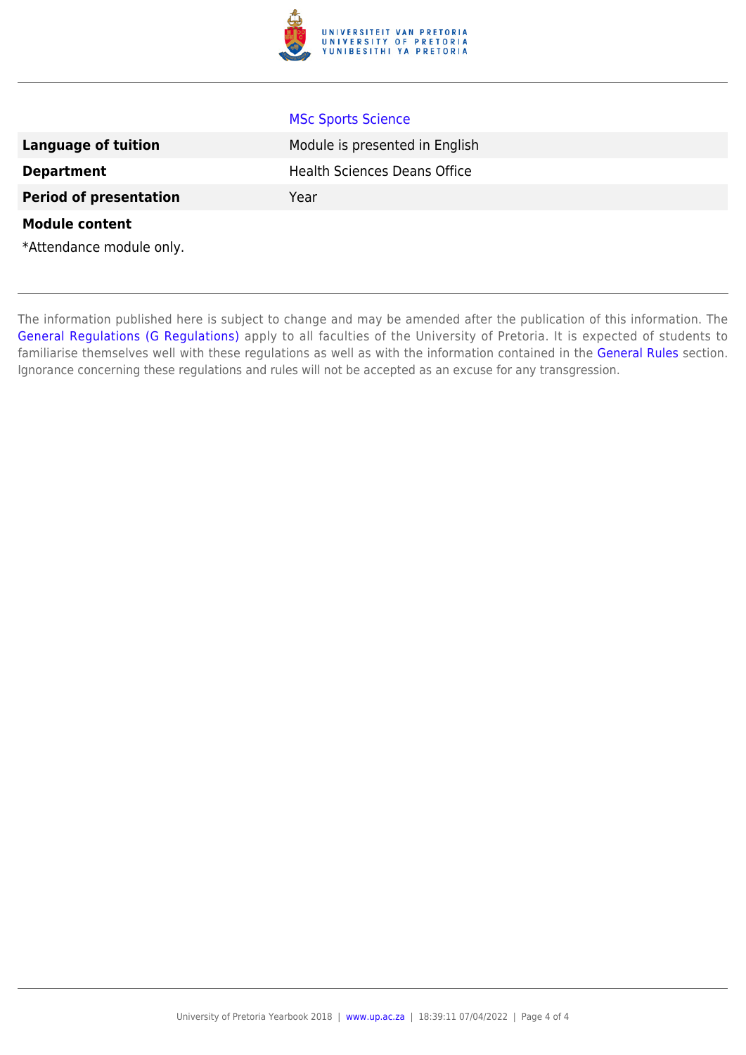| | |
|---|---|
| | MSc Sports Science |
| **Language of tuition** | Module is presented in English |
| **Department** | Health Sciences Deans Office |
| **Period of presentation** | Year |

**Module content**

*Attendance module only.

The information published here is subject to change and may be amended after the publication of this information. The General Regulations (G Regulations) apply to all faculties of the University of Pretoria. It is expected of students to familiarise themselves well with these regulations as well as with the information contained in the General Rules section. Ignorance concerning these regulations and rules will not be accepted as an excuse for any transgression.